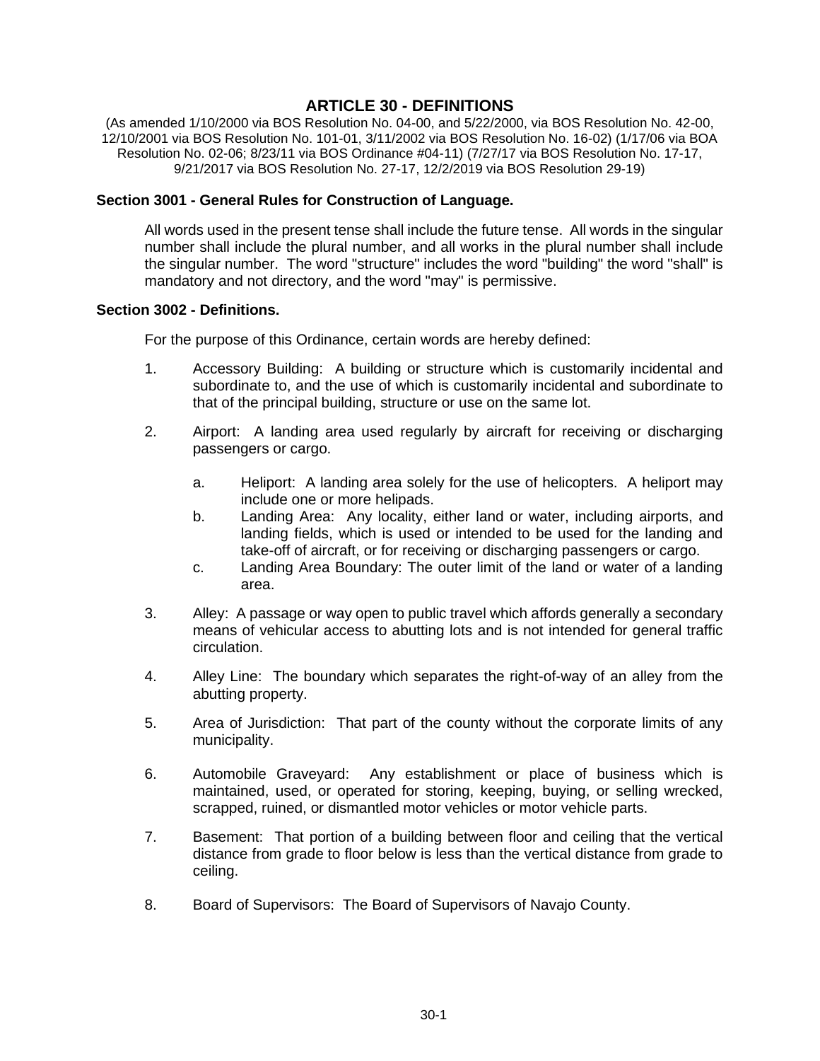# ARTICLE 30 - DEFINITIONS

(As amended 1/10/2000 via BOS Resolution No. 04-00, and 5/22/2000, via BOS Resolution No. 42-00, 12/10/2001 via BOS Resolution No. 101-01, 3/11/2002 via BOS Resolution No. 16-02) (1/17/06 via BOA Resolution No. 02-06; 8/23/11 via BOS Ordinance #04-11) (7/27/17 via BOS Resolution No. 17-17, 9/21/2017 via BOS Resolution No. 27-17, 12/2/2019 via BOS Resolution 29-19)

### Section 3001 - General Rules for Construction of Language.

All words used in the present tense shall include the future tense. All words in the singular number shall include the plural number, and all works in the plural number shall include the singular number. The word "structure" includes the word "building" the word "shall" is mandatory and not directory, and the word "may" is permissive.

### Section 3002 - Definitions.

For the purpose of this Ordinance, certain words are hereby defined:

1. Accessory Building: A building or structure which is customarily incidental and subordinate to, and the use of which is customarily incidental and subordinate to that of the principal building, structure or use on the same lot.

2. Airport: A landing area used regularly by aircraft for receiving or discharging passengers or cargo.

   a. Heliport: A landing area solely for the use of helicopters. A heliport may include one or more helipads.
   
   b. Landing Area: Any locality, either land or water, including airports, and landing fields, which is used or intended to be used for the landing and take-off of aircraft, or for receiving or discharging passengers or cargo.
   
   c. Landing Area Boundary: The outer limit of the land or water of a landing area.

3. Alley: A passage or way open to public travel which affords generally a secondary means of vehicular access to abutting lots and is not intended for general traffic circulation.

4. Alley Line: The boundary which separates the right-of-way of an alley from the abutting property.

5. Area of Jurisdiction: That part of the county without the corporate limits of any municipality.

6. Automobile Graveyard: Any establishment or place of business which is maintained, used, or operated for storing, keeping, buying, or selling wrecked, scrapped, ruined, or dismantled motor vehicles or motor vehicle parts.

7. Basement: That portion of a building between floor and ceiling that the vertical distance from grade to floor below is less than the vertical distance from grade to ceiling.

8. Board of Supervisors: The Board of Supervisors of Navajo County.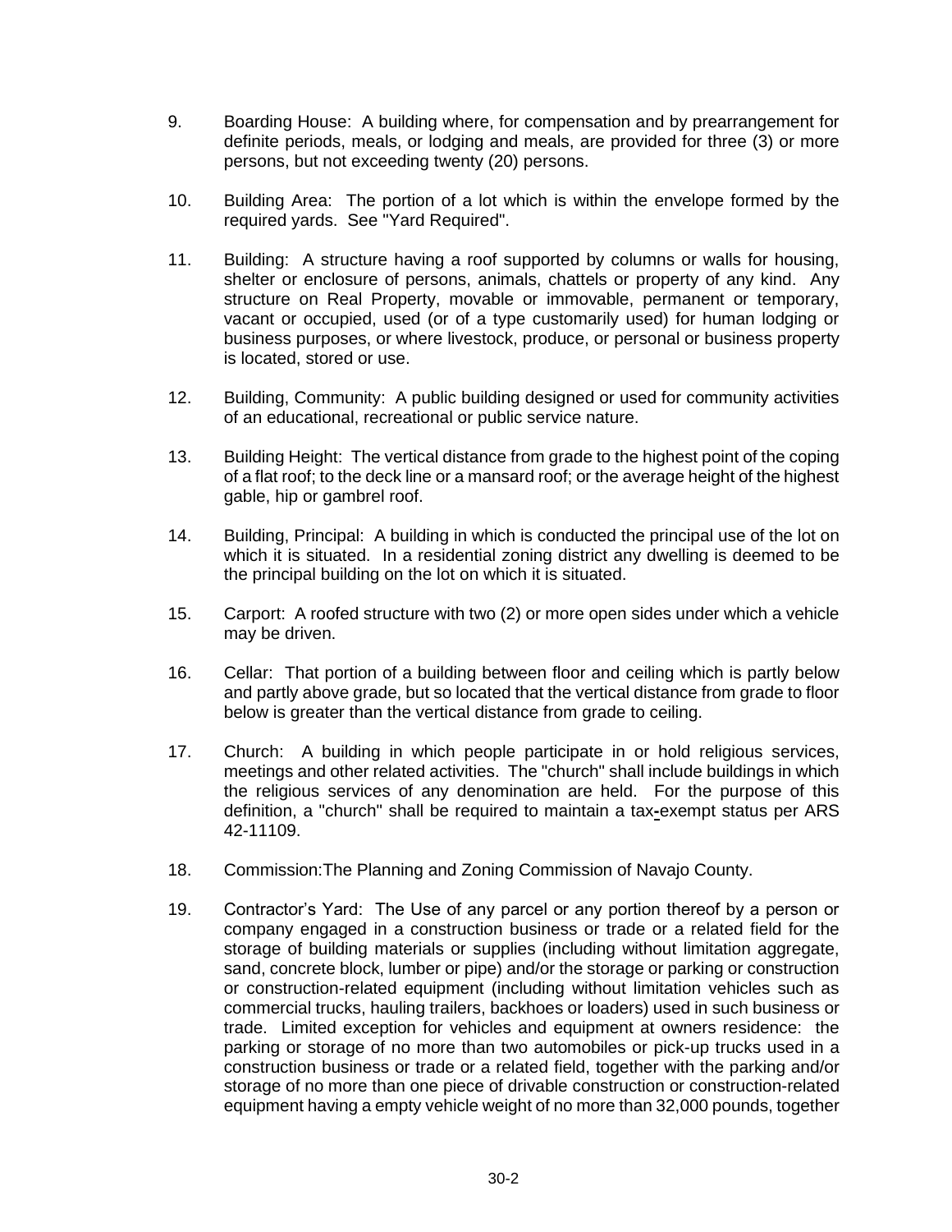9. Boarding House: A building where, for compensation and by prearrangement for definite periods, meals, or lodging and meals, are provided for three (3) or more persons, but not exceeding twenty (20) persons.

10. Building Area: The portion of a lot which is within the envelope formed by the required yards. See "Yard Required".

11. Building: A structure having a roof supported by columns or walls for housing, shelter or enclosure of persons, animals, chattels or property of any kind. Any structure on Real Property, movable or immovable, permanent or temporary, vacant or occupied, used (or of a type customarily used) for human lodging or business purposes, or where livestock, produce, or personal or business property is located, stored or use.

12. Building, Community: A public building designed or used for community activities of an educational, recreational or public service nature.

13. Building Height: The vertical distance from grade to the highest point of the coping of a flat roof; to the deck line or a mansard roof; or the average height of the highest gable, hip or gambrel roof.

14. Building, Principal: A building in which is conducted the principal use of the lot on which it is situated. In a residential zoning district any dwelling is deemed to be the principal building on the lot on which it is situated.

15. Carport: A roofed structure with two (2) or more open sides under which a vehicle may be driven.

16. Cellar: That portion of a building between floor and ceiling which is partly below and partly above grade, but so located that the vertical distance from grade to floor below is greater than the vertical distance from grade to ceiling.

17. Church: A building in which people participate in or hold religious services, meetings and other related activities. The "church" shall include buildings in which the religious services of any denomination are held. For the purpose of this definition, a "church" shall be required to maintain a tax-exempt status per ARS 42-11109.

18. Commission:The Planning and Zoning Commission of Navajo County.

19. Contractor's Yard: The Use of any parcel or any portion thereof by a person or company engaged in a construction business or trade or a related field for the storage of building materials or supplies (including without limitation aggregate, sand, concrete block, lumber or pipe) and/or the storage or parking or construction or construction-related equipment (including without limitation vehicles such as commercial trucks, hauling trailers, backhoes or loaders) used in such business or trade. Limited exception for vehicles and equipment at owners residence: the parking or storage of no more than two automobiles or pick-up trucks used in a construction business or trade or a related field, together with the parking and/or storage of no more than one piece of drivable construction or construction-related equipment having a empty vehicle weight of no more than 32,000 pounds, together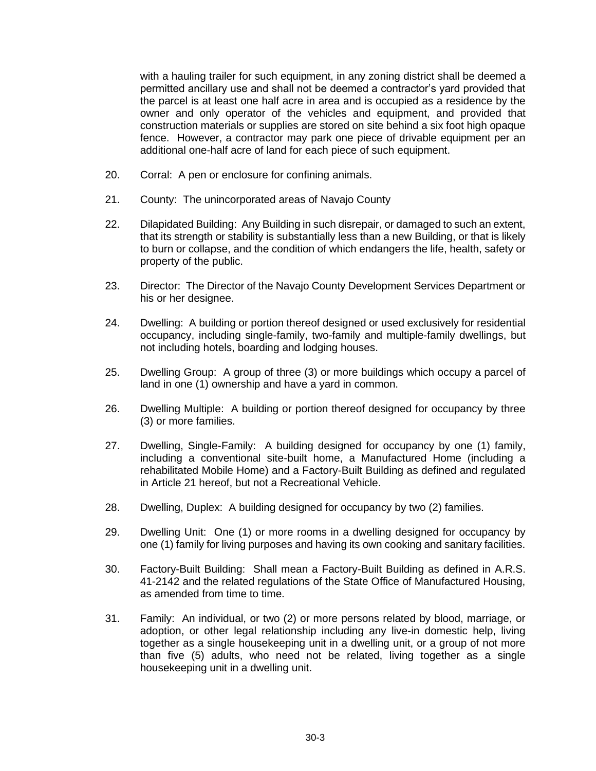with a hauling trailer for such equipment, in any zoning district shall be deemed a permitted ancillary use and shall not be deemed a contractor's yard provided that the parcel is at least one half acre in area and is occupied as a residence by the owner and only operator of the vehicles and equipment, and provided that construction materials or supplies are stored on site behind a six foot high opaque fence. However, a contractor may park one piece of drivable equipment per an additional one-half acre of land for each piece of such equipment.

20. Corral: A pen or enclosure for confining animals.

21. County: The unincorporated areas of Navajo County

22. Dilapidated Building: Any Building in such disrepair, or damaged to such an extent, that its strength or stability is substantially less than a new Building, or that is likely to burn or collapse, and the condition of which endangers the life, health, safety or property of the public.

23. Director: The Director of the Navajo County Development Services Department or his or her designee.

24. Dwelling: A building or portion thereof designed or used exclusively for residential occupancy, including single-family, two-family and multiple-family dwellings, but not including hotels, boarding and lodging houses.

25. Dwelling Group: A group of three (3) or more buildings which occupy a parcel of land in one (1) ownership and have a yard in common.

26. Dwelling Multiple: A building or portion thereof designed for occupancy by three (3) or more families.

27. Dwelling, Single-Family: A building designed for occupancy by one (1) family, including a conventional site-built home, a Manufactured Home (including a rehabilitated Mobile Home) and a Factory-Built Building as defined and regulated in Article 21 hereof, but not a Recreational Vehicle.

28. Dwelling, Duplex: A building designed for occupancy by two (2) families.

29. Dwelling Unit: One (1) or more rooms in a dwelling designed for occupancy by one (1) family for living purposes and having its own cooking and sanitary facilities.

30. Factory-Built Building: Shall mean a Factory-Built Building as defined in A.R.S. 41-2142 and the related regulations of the State Office of Manufactured Housing, as amended from time to time.

31. Family: An individual, or two (2) or more persons related by blood, marriage, or adoption, or other legal relationship including any live-in domestic help, living together as a single housekeeping unit in a dwelling unit, or a group of not more than five (5) adults, who need not be related, living together as a single housekeeping unit in a dwelling unit.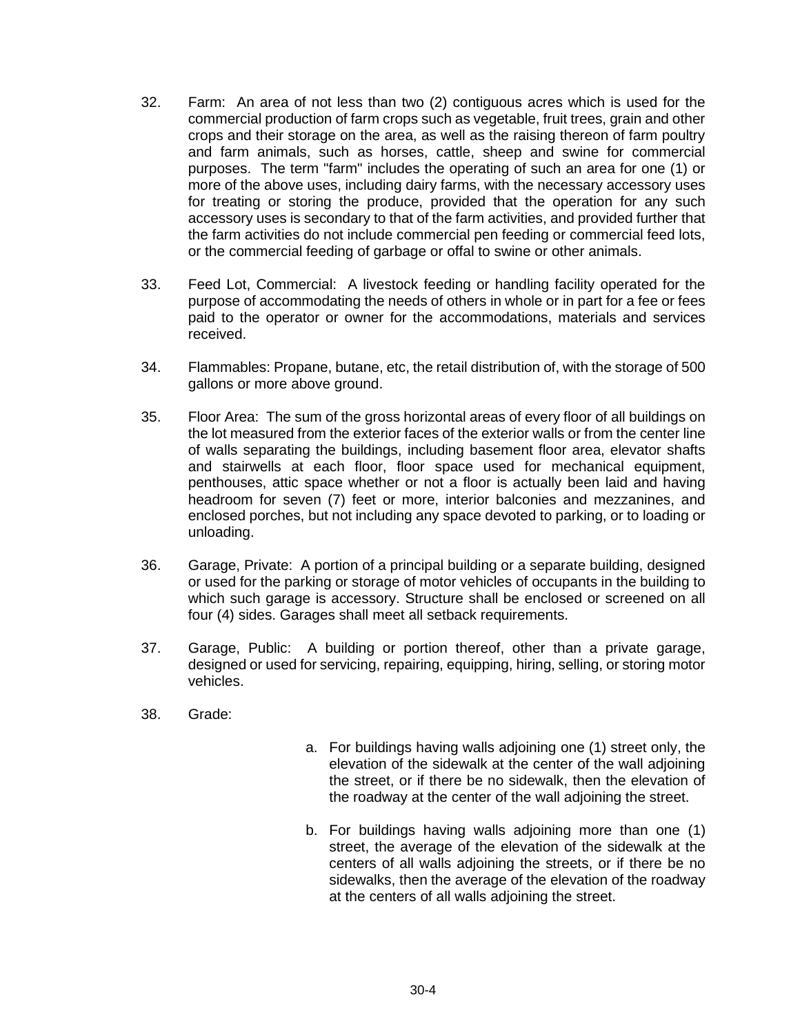32. Farm: An area of not less than two (2) contiguous acres which is used for the commercial production of farm crops such as vegetable, fruit trees, grain and other crops and their storage on the area, as well as the raising thereon of farm poultry and farm animals, such as horses, cattle, sheep and swine for commercial purposes. The term "farm" includes the operating of such an area for one (1) or more of the above uses, including dairy farms, with the necessary accessory uses for treating or storing the produce, provided that the operation for any such accessory uses is secondary to that of the farm activities, and provided further that the farm activities do not include commercial pen feeding or commercial feed lots, or the commercial feeding of garbage or offal to swine or other animals.

33. Feed Lot, Commercial: A livestock feeding or handling facility operated for the purpose of accommodating the needs of others in whole or in part for a fee or fees paid to the operator or owner for the accommodations, materials and services received.

34. Flammables: Propane, butane, etc, the retail distribution of, with the storage of 500 gallons or more above ground.

35. Floor Area: The sum of the gross horizontal areas of every floor of all buildings on the lot measured from the exterior faces of the exterior walls or from the center line of walls separating the buildings, including basement floor area, elevator shafts and stairwells at each floor, floor space used for mechanical equipment, penthouses, attic space whether or not a floor is actually been laid and having headroom for seven (7) feet or more, interior balconies and mezzanines, and enclosed porches, but not including any space devoted to parking, or to loading or unloading.

36. Garage, Private: A portion of a principal building or a separate building, designed or used for the parking or storage of motor vehicles of occupants in the building to which such garage is accessory. Structure shall be enclosed or screened on all four (4) sides. Garages shall meet all setback requirements.

37. Garage, Public: A building or portion thereof, other than a private garage, designed or used for servicing, repairing, equipping, hiring, selling, or storing motor vehicles.

38. Grade:

    a. For buildings having walls adjoining one (1) street only, the elevation of the sidewalk at the center of the wall adjoining the street, or if there be no sidewalk, then the elevation of the roadway at the center of the wall adjoining the street.

    b. For buildings having walls adjoining more than one (1) street, the average of the elevation of the sidewalk at the centers of all walls adjoining the streets, or if there be no sidewalks, then the average of the elevation of the roadway at the centers of all walls adjoining the street.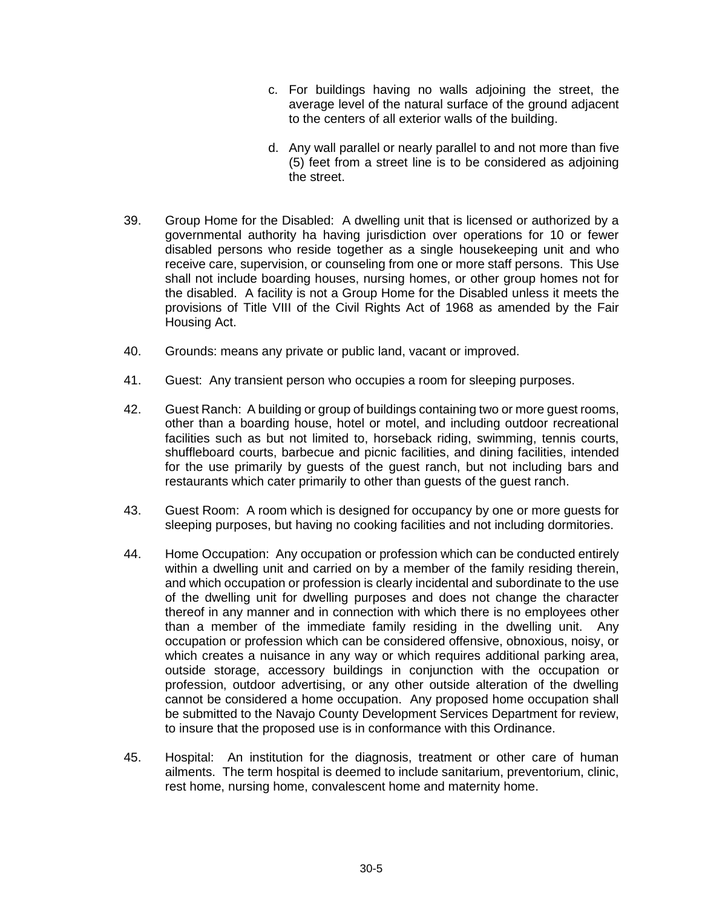c. For buildings having no walls adjoining the street, the average level of the natural surface of the ground adjacent to the centers of all exterior walls of the building.

d. Any wall parallel or nearly parallel to and not more than five (5) feet from a street line is to be considered as adjoining the street.

39. Group Home for the Disabled: A dwelling unit that is licensed or authorized by a governmental authority ha having jurisdiction over operations for 10 or fewer disabled persons who reside together as a single housekeeping unit and who receive care, supervision, or counseling from one or more staff persons. This Use shall not include boarding houses, nursing homes, or other group homes not for the disabled. A facility is not a Group Home for the Disabled unless it meets the provisions of Title VIII of the Civil Rights Act of 1968 as amended by the Fair Housing Act.

40. Grounds: means any private or public land, vacant or improved.

41. Guest: Any transient person who occupies a room for sleeping purposes.

42. Guest Ranch: A building or group of buildings containing two or more guest rooms, other than a boarding house, hotel or motel, and including outdoor recreational facilities such as but not limited to, horseback riding, swimming, tennis courts, shuffleboard courts, barbecue and picnic facilities, and dining facilities, intended for the use primarily by guests of the guest ranch, but not including bars and restaurants which cater primarily to other than guests of the guest ranch.

43. Guest Room: A room which is designed for occupancy by one or more guests for sleeping purposes, but having no cooking facilities and not including dormitories.

44. Home Occupation: Any occupation or profession which can be conducted entirely within a dwelling unit and carried on by a member of the family residing therein, and which occupation or profession is clearly incidental and subordinate to the use of the dwelling unit for dwelling purposes and does not change the character thereof in any manner and in connection with which there is no employees other than a member of the immediate family residing in the dwelling unit. Any occupation or profession which can be considered offensive, obnoxious, noisy, or which creates a nuisance in any way or which requires additional parking area, outside storage, accessory buildings in conjunction with the occupation or profession, outdoor advertising, or any other outside alteration of the dwelling cannot be considered a home occupation. Any proposed home occupation shall be submitted to the Navajo County Development Services Department for review, to insure that the proposed use is in conformance with this Ordinance.

45. Hospital: An institution for the diagnosis, treatment or other care of human ailments. The term hospital is deemed to include sanitarium, preventorium, clinic, rest home, nursing home, convalescent home and maternity home.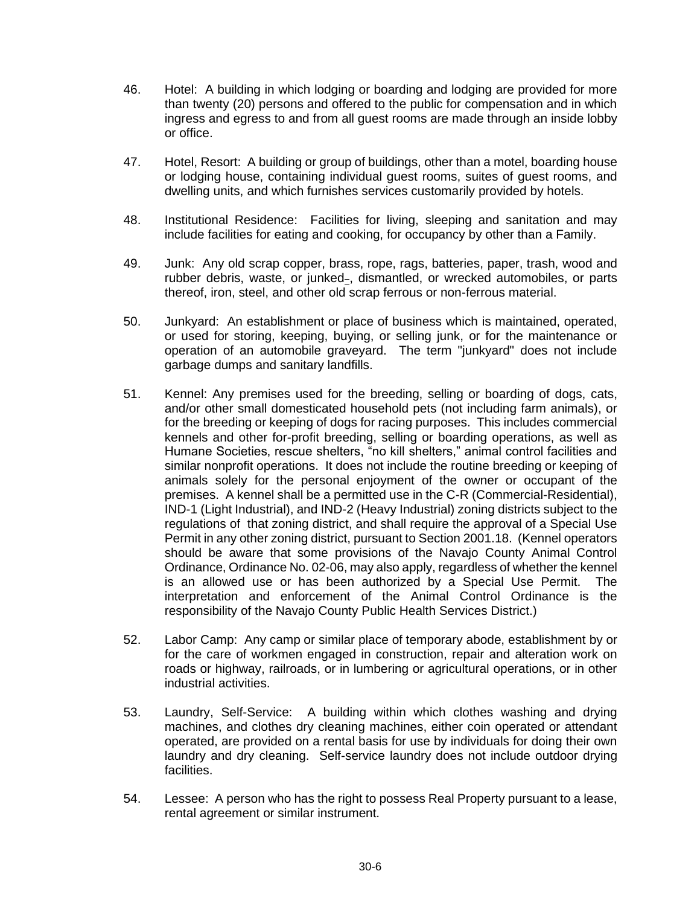46. Hotel: A building in which lodging or boarding and lodging are provided for more than twenty (20) persons and offered to the public for compensation and in which ingress and egress to and from all guest rooms are made through an inside lobby or office.

47. Hotel, Resort: A building or group of buildings, other than a motel, boarding house or lodging house, containing individual guest rooms, suites of guest rooms, and dwelling units, and which furnishes services customarily provided by hotels.

48. Institutional Residence: Facilities for living, sleeping and sanitation and may include facilities for eating and cooking, for occupancy by other than a Family.

49. Junk: Any old scrap copper, brass, rope, rags, batteries, paper, trash, wood and rubber debris, waste, or junked, dismantled, or wrecked automobiles, or parts thereof, iron, steel, and other old scrap ferrous or non-ferrous material.

50. Junkyard: An establishment or place of business which is maintained, operated, or used for storing, keeping, buying, or selling junk, or for the maintenance or operation of an automobile graveyard. The term "junkyard" does not include garbage dumps and sanitary landfills.

51. Kennel: Any premises used for the breeding, selling or boarding of dogs, cats, and/or other small domesticated household pets (not including farm animals), or for the breeding or keeping of dogs for racing purposes. This includes commercial kennels and other for-profit breeding, selling or boarding operations, as well as Humane Societies, rescue shelters, "no kill shelters," animal control facilities and similar nonprofit operations. It does not include the routine breeding or keeping of animals solely for the personal enjoyment of the owner or occupant of the premises. A kennel shall be a permitted use in the C-R (Commercial-Residential), IND-1 (Light Industrial), and IND-2 (Heavy Industrial) zoning districts subject to the regulations of that zoning district, and shall require the approval of a Special Use Permit in any other zoning district, pursuant to Section 2001.18. (Kennel operators should be aware that some provisions of the Navajo County Animal Control Ordinance, Ordinance No. 02-06, may also apply, regardless of whether the kennel is an allowed use or has been authorized by a Special Use Permit. The interpretation and enforcement of the Animal Control Ordinance is the responsibility of the Navajo County Public Health Services District.)

52. Labor Camp: Any camp or similar place of temporary abode, establishment by or for the care of workmen engaged in construction, repair and alteration work on roads or highway, railroads, or in lumbering or agricultural operations, or in other industrial activities.

53. Laundry, Self-Service: A building within which clothes washing and drying machines, and clothes dry cleaning machines, either coin operated or attendant operated, are provided on a rental basis for use by individuals for doing their own laundry and dry cleaning. Self-service laundry does not include outdoor drying facilities.

54. Lessee: A person who has the right to possess Real Property pursuant to a lease, rental agreement or similar instrument.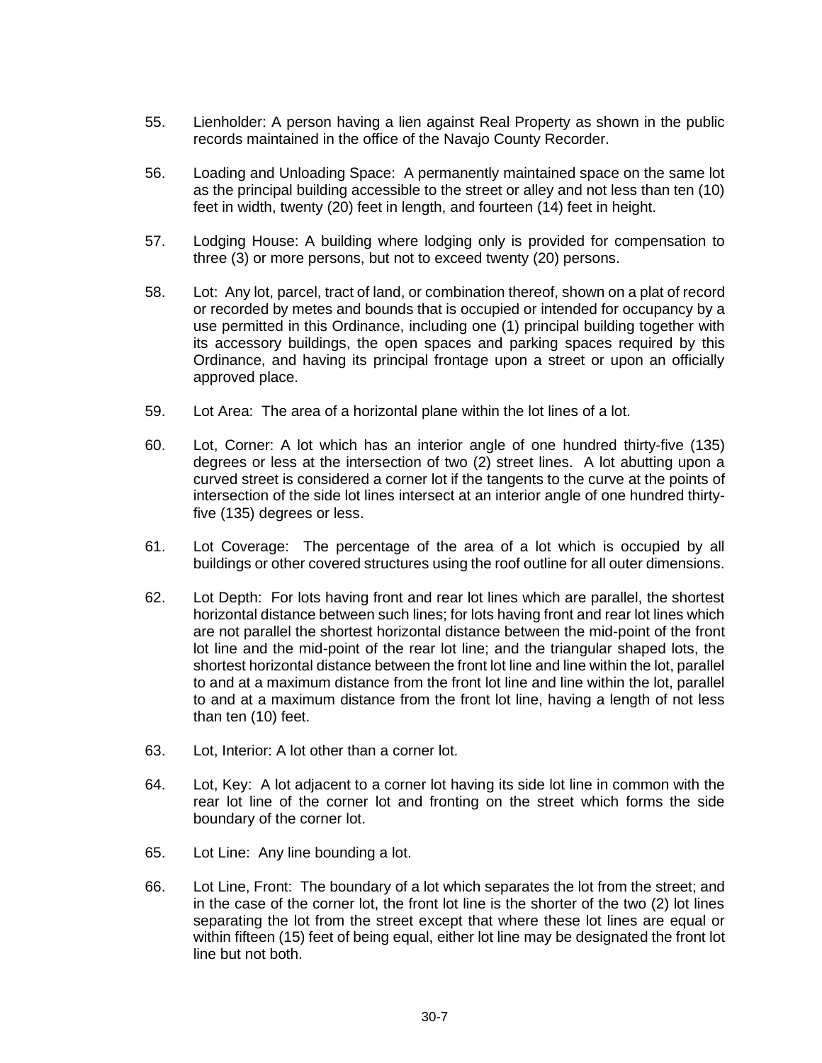55. Lienholder: A person having a lien against Real Property as shown in the public records maintained in the office of the Navajo County Recorder.

56. Loading and Unloading Space: A permanently maintained space on the same lot as the principal building accessible to the street or alley and not less than ten (10) feet in width, twenty (20) feet in length, and fourteen (14) feet in height.

57. Lodging House: A building where lodging only is provided for compensation to three (3) or more persons, but not to exceed twenty (20) persons.

58. Lot: Any lot, parcel, tract of land, or combination thereof, shown on a plat of record or recorded by metes and bounds that is occupied or intended for occupancy by a use permitted in this Ordinance, including one (1) principal building together with its accessory buildings, the open spaces and parking spaces required by this Ordinance, and having its principal frontage upon a street or upon an officially approved place.

59. Lot Area: The area of a horizontal plane within the lot lines of a lot.

60. Lot, Corner: A lot which has an interior angle of one hundred thirty-five (135) degrees or less at the intersection of two (2) street lines. A lot abutting upon a curved street is considered a corner lot if the tangents to the curve at the points of intersection of the side lot lines intersect at an interior angle of one hundred thirty-five (135) degrees or less.

61. Lot Coverage: The percentage of the area of a lot which is occupied by all buildings or other covered structures using the roof outline for all outer dimensions.

62. Lot Depth: For lots having front and rear lot lines which are parallel, the shortest horizontal distance between such lines; for lots having front and rear lot lines which are not parallel the shortest horizontal distance between the mid-point of the front lot line and the mid-point of the rear lot line; and the triangular shaped lots, the shortest horizontal distance between the front lot line and line within the lot, parallel to and at a maximum distance from the front lot line and line within the lot, parallel to and at a maximum distance from the front lot line, having a length of not less than ten (10) feet.

63. Lot, Interior: A lot other than a corner lot.

64. Lot, Key: A lot adjacent to a corner lot having its side lot line in common with the rear lot line of the corner lot and fronting on the street which forms the side boundary of the corner lot.

65. Lot Line: Any line bounding a lot.

66. Lot Line, Front: The boundary of a lot which separates the lot from the street; and in the case of the corner lot, the front lot line is the shorter of the two (2) lot lines separating the lot from the street except that where these lot lines are equal or within fifteen (15) feet of being equal, either lot line may be designated the front lot line but not both.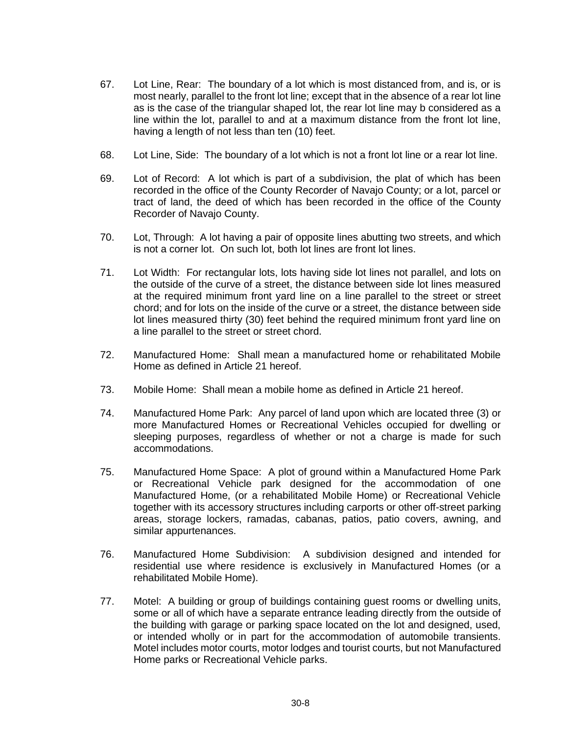67. Lot Line, Rear: The boundary of a lot which is most distanced from, and is, or is most nearly, parallel to the front lot line; except that in the absence of a rear lot line as is the case of the triangular shaped lot, the rear lot line may b considered as a line within the lot, parallel to and at a maximum distance from the front lot line, having a length of not less than ten (10) feet.

68. Lot Line, Side: The boundary of a lot which is not a front lot line or a rear lot line.

69. Lot of Record: A lot which is part of a subdivision, the plat of which has been recorded in the office of the County Recorder of Navajo County; or a lot, parcel or tract of land, the deed of which has been recorded in the office of the County Recorder of Navajo County.

70. Lot, Through: A lot having a pair of opposite lines abutting two streets, and which is not a corner lot. On such lot, both lot lines are front lot lines.

71. Lot Width: For rectangular lots, lots having side lot lines not parallel, and lots on the outside of the curve of a street, the distance between side lot lines measured at the required minimum front yard line on a line parallel to the street or street chord; and for lots on the inside of the curve or a street, the distance between side lot lines measured thirty (30) feet behind the required minimum front yard line on a line parallel to the street or street chord.

72. Manufactured Home: Shall mean a manufactured home or rehabilitated Mobile Home as defined in Article 21 hereof.

73. Mobile Home: Shall mean a mobile home as defined in Article 21 hereof.

74. Manufactured Home Park: Any parcel of land upon which are located three (3) or more Manufactured Homes or Recreational Vehicles occupied for dwelling or sleeping purposes, regardless of whether or not a charge is made for such accommodations.

75. Manufactured Home Space: A plot of ground within a Manufactured Home Park or Recreational Vehicle park designed for the accommodation of one Manufactured Home, (or a rehabilitated Mobile Home) or Recreational Vehicle together with its accessory structures including carports or other off-street parking areas, storage lockers, ramadas, cabanas, patios, patio covers, awning, and similar appurtenances.

76. Manufactured Home Subdivision: A subdivision designed and intended for residential use where residence is exclusively in Manufactured Homes (or a rehabilitated Mobile Home).

77. Motel: A building or group of buildings containing guest rooms or dwelling units, some or all of which have a separate entrance leading directly from the outside of the building with garage or parking space located on the lot and designed, used, or intended wholly or in part for the accommodation of automobile transients. Motel includes motor courts, motor lodges and tourist courts, but not Manufactured Home parks or Recreational Vehicle parks.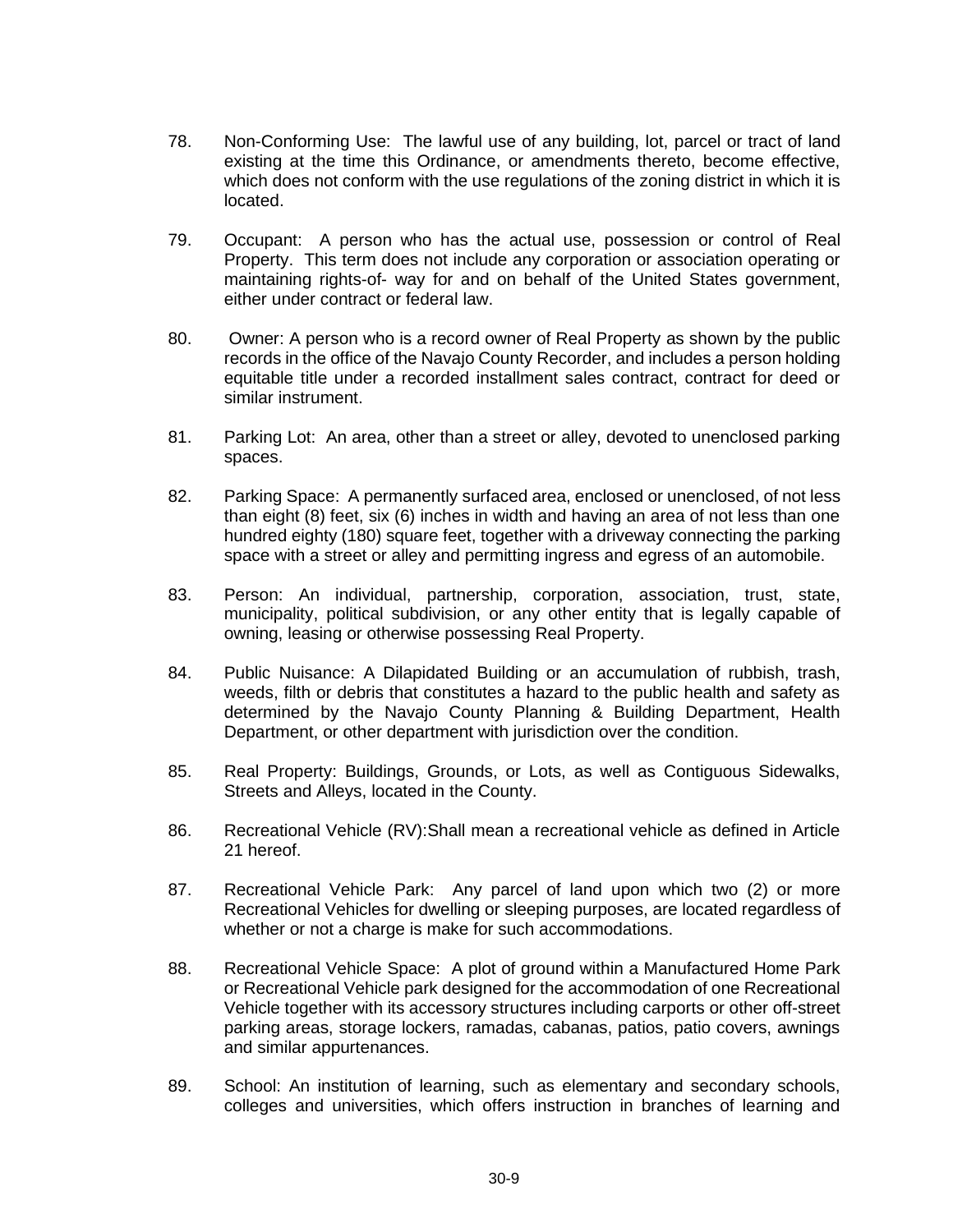78. Non-Conforming Use: The lawful use of any building, lot, parcel or tract of land existing at the time this Ordinance, or amendments thereto, become effective, which does not conform with the use regulations of the zoning district in which it is located.

79. Occupant: A person who has the actual use, possession or control of Real Property. This term does not include any corporation or association operating or maintaining rights-of- way for and on behalf of the United States government, either under contract or federal law.

80. Owner: A person who is a record owner of Real Property as shown by the public records in the office of the Navajo County Recorder, and includes a person holding equitable title under a recorded installment sales contract, contract for deed or similar instrument.

81. Parking Lot: An area, other than a street or alley, devoted to unenclosed parking spaces.

82. Parking Space: A permanently surfaced area, enclosed or unenclosed, of not less than eight (8) feet, six (6) inches in width and having an area of not less than one hundred eighty (180) square feet, together with a driveway connecting the parking space with a street or alley and permitting ingress and egress of an automobile.

83. Person: An individual, partnership, corporation, association, trust, state, municipality, political subdivision, or any other entity that is legally capable of owning, leasing or otherwise possessing Real Property.

84. Public Nuisance: A Dilapidated Building or an accumulation of rubbish, trash, weeds, filth or debris that constitutes a hazard to the public health and safety as determined by the Navajo County Planning & Building Department, Health Department, or other department with jurisdiction over the condition.

85. Real Property: Buildings, Grounds, or Lots, as well as Contiguous Sidewalks, Streets and Alleys, located in the County.

86. Recreational Vehicle (RV):Shall mean a recreational vehicle as defined in Article 21 hereof.

87. Recreational Vehicle Park: Any parcel of land upon which two (2) or more Recreational Vehicles for dwelling or sleeping purposes, are located regardless of whether or not a charge is make for such accommodations.

88. Recreational Vehicle Space: A plot of ground within a Manufactured Home Park or Recreational Vehicle park designed for the accommodation of one Recreational Vehicle together with its accessory structures including carports or other off-street parking areas, storage lockers, ramadas, cabanas, patios, patio covers, awnings and similar appurtenances.

89. School: An institution of learning, such as elementary and secondary schools, colleges and universities, which offers instruction in branches of learning and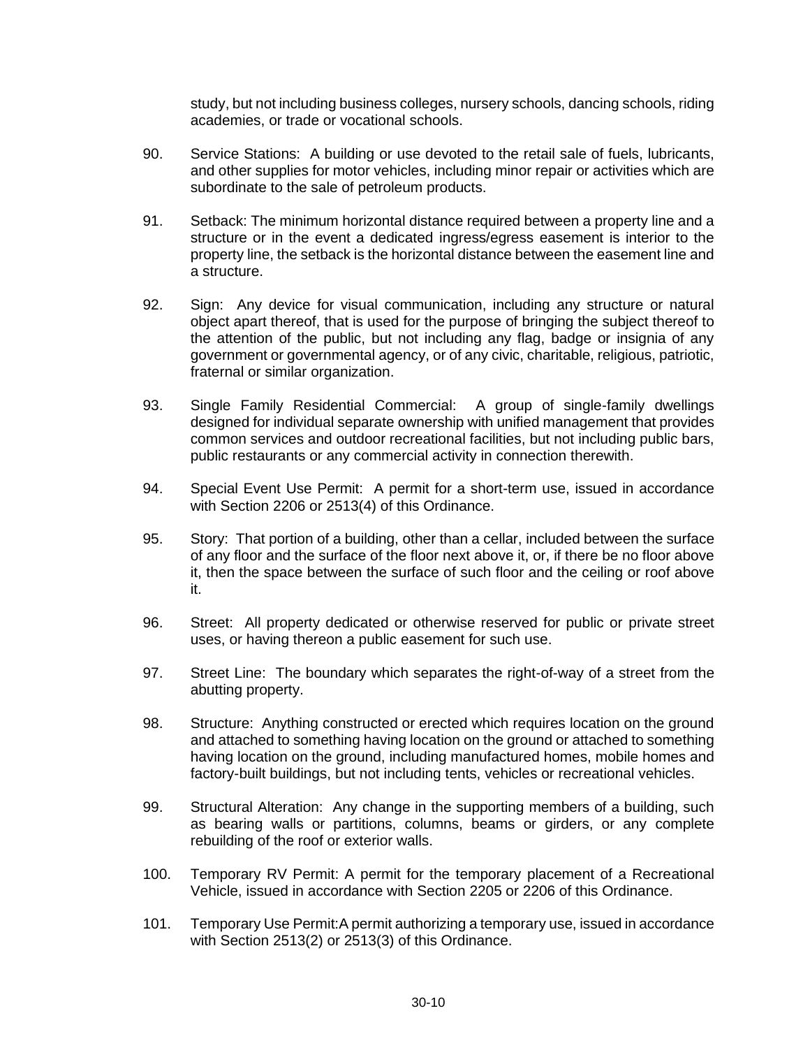study, but not including business colleges, nursery schools, dancing schools, riding academies, or trade or vocational schools.

90. Service Stations: A building or use devoted to the retail sale of fuels, lubricants, and other supplies for motor vehicles, including minor repair or activities which are subordinate to the sale of petroleum products.

91. Setback: The minimum horizontal distance required between a property line and a structure or in the event a dedicated ingress/egress easement is interior to the property line, the setback is the horizontal distance between the easement line and a structure.

92. Sign: Any device for visual communication, including any structure or natural object apart thereof, that is used for the purpose of bringing the subject thereof to the attention of the public, but not including any flag, badge or insignia of any government or governmental agency, or of any civic, charitable, religious, patriotic, fraternal or similar organization.

93. Single Family Residential Commercial: A group of single-family dwellings designed for individual separate ownership with unified management that provides common services and outdoor recreational facilities, but not including public bars, public restaurants or any commercial activity in connection therewith.

94. Special Event Use Permit: A permit for a short-term use, issued in accordance with Section 2206 or 2513(4) of this Ordinance.

95. Story: That portion of a building, other than a cellar, included between the surface of any floor and the surface of the floor next above it, or, if there be no floor above it, then the space between the surface of such floor and the ceiling or roof above it.

96. Street: All property dedicated or otherwise reserved for public or private street uses, or having thereon a public easement for such use.

97. Street Line: The boundary which separates the right-of-way of a street from the abutting property.

98. Structure: Anything constructed or erected which requires location on the ground and attached to something having location on the ground or attached to something having location on the ground, including manufactured homes, mobile homes and factory-built buildings, but not including tents, vehicles or recreational vehicles.

99. Structural Alteration: Any change in the supporting members of a building, such as bearing walls or partitions, columns, beams or girders, or any complete rebuilding of the roof or exterior walls.

100. Temporary RV Permit: A permit for the temporary placement of a Recreational Vehicle, issued in accordance with Section 2205 or 2206 of this Ordinance.

101. Temporary Use Permit: A permit authorizing a temporary use, issued in accordance with Section 2513(2) or 2513(3) of this Ordinance.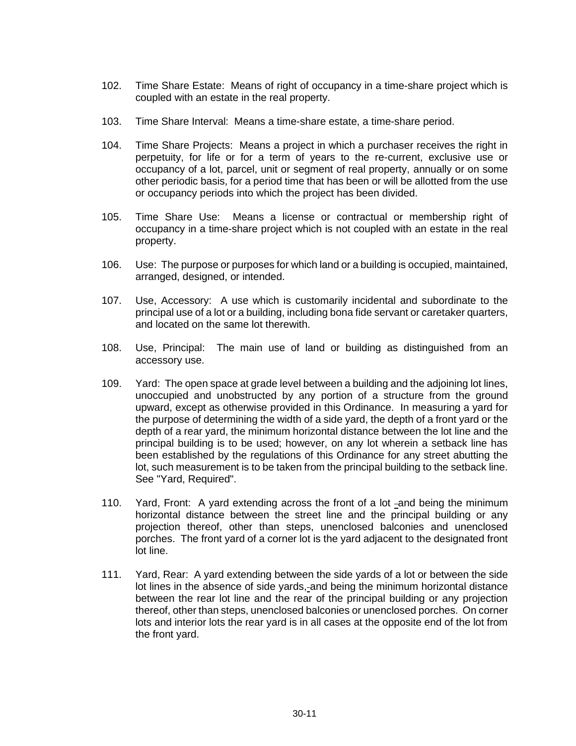102. Time Share Estate: Means of right of occupancy in a time-share project which is coupled with an estate in the real property.

103. Time Share Interval: Means a time-share estate, a time-share period.

104. Time Share Projects: Means a project in which a purchaser receives the right in perpetuity, for life or for a term of years to the re-current, exclusive use or occupancy of a lot, parcel, unit or segment of real property, annually or on some other periodic basis, for a period time that has been or will be allotted from the use or occupancy periods into which the project has been divided.

105. Time Share Use: Means a license or contractual or membership right of occupancy in a time-share project which is not coupled with an estate in the real property.

106. Use: The purpose or purposes for which land or a building is occupied, maintained, arranged, designed, or intended.

107. Use, Accessory: A use which is customarily incidental and subordinate to the principal use of a lot or a building, including bona fide servant or caretaker quarters, and located on the same lot therewith.

108. Use, Principal: The main use of land or building as distinguished from an accessory use.

109. Yard: The open space at grade level between a building and the adjoining lot lines, unoccupied and unobstructed by any portion of a structure from the ground upward, except as otherwise provided in this Ordinance. In measuring a yard for the purpose of determining the width of a side yard, the depth of a front yard or the depth of a rear yard, the minimum horizontal distance between the lot line and the principal building is to be used; however, on any lot wherein a setback line has been established by the regulations of this Ordinance for any street abutting the lot, such measurement is to be taken from the principal building to the setback line. See "Yard, Required".

110. Yard, Front: A yard extending across the front of a lot and being the minimum horizontal distance between the street line and the principal building or any projection thereof, other than steps, unenclosed balconies and unenclosed porches. The front yard of a corner lot is the yard adjacent to the designated front lot line.

111. Yard, Rear: A yard extending between the side yards of a lot or between the side lot lines in the absence of side yards, and being the minimum horizontal distance between the rear lot line and the rear of the principal building or any projection thereof, other than steps, unenclosed balconies or unenclosed porches. On corner lots and interior lots the rear yard is in all cases at the opposite end of the lot from the front yard.